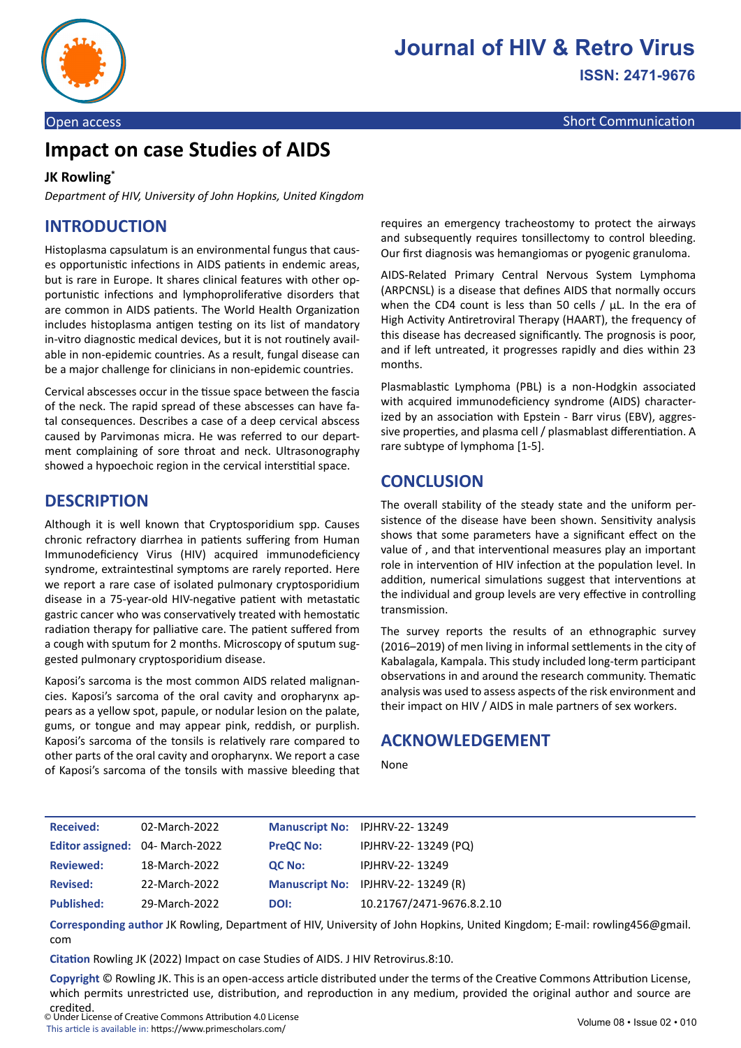Open access

Short Communication

# Impact on case Studies of AIDS

**JK Rowling***

*Department of HIV, University of John Hopkins, United Kingdom*

## INTRODUCTION

Histoplasma capsulatum is an environmental fungus that causes opportunistic infections in AIDS patients in endemic areas, but is rare in Europe. It shares clinical features with other opportunistic infections and lymphoproliferative disorders that are common in AIDS patients. The World Health Organization includes histoplasma antigen testing on its list of mandatory in-vitro diagnostic medical devices, but it is not routinely available in non-epidemic countries. As a result, fungal disease can be a major challenge for clinicians in non-epidemic countries.

Cervical abscesses occur in the tissue space between the fascia of the neck. The rapid spread of these abscesses can have fatal consequences. Describes a case of a deep cervical abscess caused by Parvimonas micra. He was referred to our department complaining of sore throat and neck. Ultrasonography showed a hypoechoic region in the cervical interstitial space.

## DESCRIPTION

Although it is well known that Cryptosporidium spp. Causes chronic refractory diarrhea in patients suffering from Human Immunodeficiency Virus (HIV) acquired immunodeficiency syndrome, extraintestinal symptoms are rarely reported. Here we report a rare case of isolated pulmonary cryptosporidium disease in a 75-year-old HIV-negative patient with metastatic gastric cancer who was conservatively treated with hemostatic radiation therapy for palliative care. The patient suffered from a cough with sputum for 2 months. Microscopy of sputum suggested pulmonary cryptosporidium disease.

Kaposi's sarcoma is the most common AIDS related malignancies. Kaposi's sarcoma of the oral cavity and oropharynx appears as a yellow spot, papule, or nodular lesion on the palate, gums, or tongue and may appear pink, reddish, or purplish. Kaposi's sarcoma of the tonsils is relatively rare compared to other parts of the oral cavity and oropharynx. We report a case of Kaposi's sarcoma of the tonsils with massive bleeding that requires an emergency tracheostomy to protect the airways and subsequently requires tonsillectomy to control bleeding. Our first diagnosis was hemangiomas or pyogenic granuloma.

AIDS-Related Primary Central Nervous System Lymphoma (ARPCNSL) is a disease that defines AIDS that normally occurs when the CD4 count is less than 50 cells / µL. In the era of High Activity Antiretroviral Therapy (HAART), the frequency of this disease has decreased significantly. The prognosis is poor, and if left untreated, it progresses rapidly and dies within 23 months.

Plasmablastic Lymphoma (PBL) is a non-Hodgkin associated with acquired immunodeficiency syndrome (AIDS) characterized by an association with Epstein - Barr virus (EBV), aggressive properties, and plasma cell / plasmablast differentiation. A rare subtype of lymphoma [1-5].

## CONCLUSION

The overall stability of the steady state and the uniform persistence of the disease have been shown. Sensitivity analysis shows that some parameters have a significant effect on the value of , and that interventional measures play an important role in intervention of HIV infection at the population level. In addition, numerical simulations suggest that interventions at the individual and group levels are very effective in controlling transmission.

The survey reports the results of an ethnographic survey (2016–2019) of men living in informal settlements in the city of Kabalagala, Kampala. This study included long-term participant observations in and around the research community. Thematic analysis was used to assess aspects of the risk environment and their impact on HIV / AIDS in male partners of sex workers.

## ACKNOWLEDGEMENT

None

| | | | |
|---|---|---|---|
| **Received:** | 02-March-2022 | **Manuscript No:** | IPJHRV-22- 13249 |
| **Editor assigned:** | 04- March-2022 | **PreQC No:** | IPJHRV-22- 13249 (PQ) |
| **Reviewed:** | 18-March-2022 | **QC No:** | IPJHRV-22- 13249 |
| **Revised:** | 22-March-2022 | **Manuscript No:** | IPJHRV-22- 13249 (R) |
| **Published:** | 29-March-2022 | **DOI:** | 10.21767/2471-9676.8.2.10 |

**Corresponding author** JK Rowling, Department of HIV, University of John Hopkins, United Kingdom; E-mail: rowling456@gmail.com

**Citation** Rowling JK (2022) Impact on case Studies of AIDS. J HIV Retrovirus.8:10.

**Copyright** © Rowling JK. This is an open-access article distributed under the terms of the Creative Commons Attribution License, which permits unrestricted use, distribution, and reproduction in any medium, provided the original author and source are credited.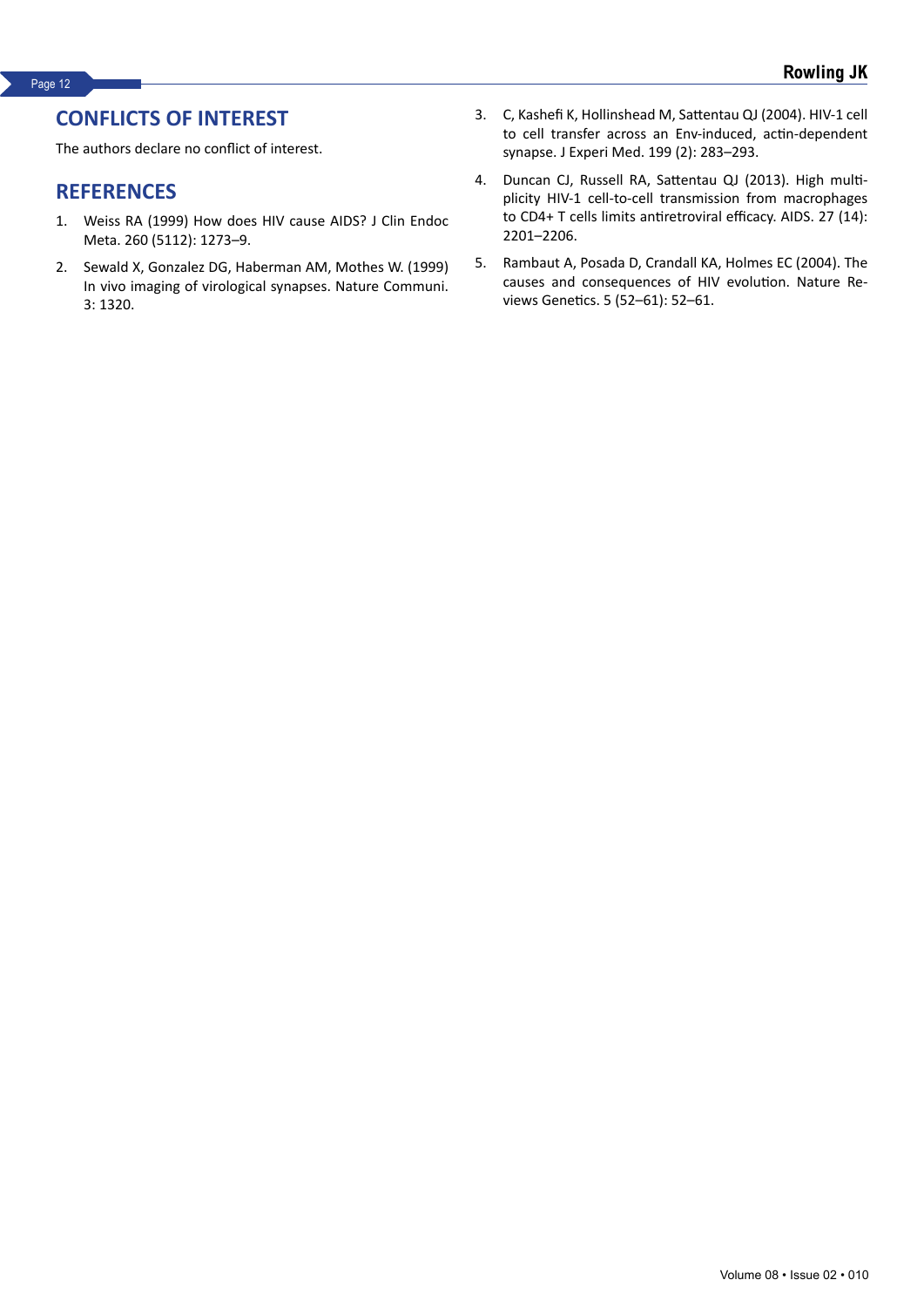## CONFLICTS OF INTEREST

The authors declare no conflict of interest.

## REFERENCES

1. Weiss RA (1999) How does HIV cause AIDS? J Clin Endoc Meta. 260 (5112): 1273–9.
2. Sewald X, Gonzalez DG, Haberman AM, Mothes W. (1999) In vivo imaging of virological synapses. Nature Communi. 3: 1320.
3. C, Kashefi K, Hollinshead M, Sattentau QJ (2004). HIV-1 cell to cell transfer across an Env-induced, actin-dependent synapse. J Experi Med. 199 (2): 283–293.
4. Duncan CJ, Russell RA, Sattentau QJ (2013). High multiplicity HIV-1 cell-to-cell transmission from macrophages to CD4+ T cells limits antiretroviral efficacy. AIDS. 27 (14): 2201–2206.
5. Rambaut A, Posada D, Crandall KA, Holmes EC (2004). The causes and consequences of HIV evolution. Nature Reviews Genetics. 5 (52–61): 52–61.